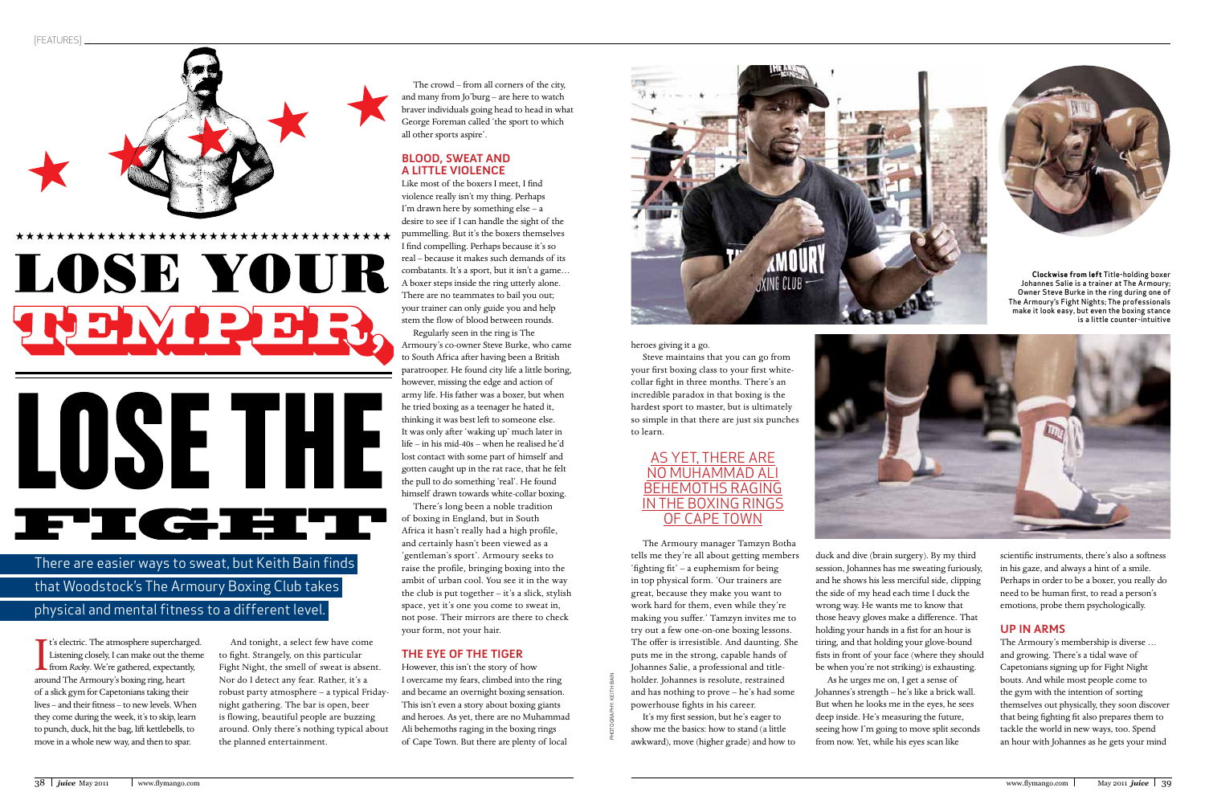# LOSE YOUR TEMPER, LOSE THE FIGHT

There are easier ways to sweat, but Keith Bain finds that Woodstock's The Armoury Boxing Club takes physical and mental fitness to a different level.

It's electric. The atmosphere supercharged. Listening closely, I can make out the theme from *Rocky*. We're gathered, expectantly, around The Armoury's boxing ring, heart of a slick gym for Capetonians taking their lives – and their fitness – to new levels. When they come during the week, it's to skip, learn to punch, duck, hit the bag, lift kettlebells, to move in a whole new way, and then to spar.

And tonight, a select few have come to fight. Strangely, on this particular Fight Night, the smell of sweat is absent. Nor do I detect any fear. Rather, it's a robust party atmosphere – a typical Friday-night gathering. The bar is open, beer is flowing, beautiful people are buzzing around. Only there's nothing typical about the planned entertainment.

The crowd – from all corners of the city, and many from Jo'burg – are here to watch braver individuals going head to head in what George Foreman called 'the sport to which all other sports aspire'.

## BLOOD, SWEAT AND A LITTLE VIOLENCE

Like most of the boxers I meet, I find violence really isn't my thing. Perhaps I'm drawn here by something else – a desire to see if I can handle the sight of the pummelling. But it's the boxers themselves I find compelling. Perhaps because it's so real – because it makes such demands of its combatants. It's a sport, but it isn't a game… A boxer steps inside the ring utterly alone. There are no teammates to bail you out; your trainer can only guide you and help stem the flow of blood between rounds.

Regularly seen in the ring is The Armoury's co-owner Steve Burke, who came to South Africa after having been a British paratrooper. He found city life a little boring, however, missing the edge and action of army life. His father was a boxer, but when he tried boxing as a teenager he hated it, thinking it was best left to someone else. It was only after 'waking up' much later in life – in his mid-40s – when he realised he'd lost contact with some part of himself and gotten caught up in the rat race, that he felt the pull to do something 'real'. He found himself drawn towards white-collar boxing.

There's long been a noble tradition of boxing in England, but in South Africa it hasn't really had a high profile, and certainly hasn't been viewed as a 'gentleman's sport'. Armoury seeks to raise the profile, bringing boxing into the ambit of urban cool. You see it in the way the club is put together – it's a slick, stylish space, yet it's one you come to sweat in, not pose. Their mirrors are there to check your form, not your hair.

## THE EYE OF THE TIGER

However, this isn't the story of how I overcame my fears, climbed into the ring and became an overnight boxing sensation. This isn't even a story about boxing giants and heroes. As yet, there are no Muhammad Ali behemoths raging in the boxing rings of Cape Town. But there are plenty of local heroes giving it a go.

Steve maintains that you can go from your first boxing class to your first white-collar fight in three months. There's an incredible paradox in that boxing is the hardest sport to master, but is ultimately so simple in that there are just six punches to learn.

> AS YET, THERE ARE NO MUHAMMAD ALI BEHEMOTHS RAGING IN THE BOXING RINGS OF CAPE TOWN

The Armoury manager Tamzyn Botha tells me they're all about getting members 'fighting fit' – a euphemism for being in top physical form. 'Our trainers are great, because they make you want to work hard for them, even while they're making you suffer.' Tamzyn invites me to try out a few one-on-one boxing lessons. The offer is irresistible. And daunting. She puts me in the strong, capable hands of Johannes Salie, a professional and title-holder. Johannes is resolute, restrained and has nothing to prove – he's had some powerhouse fights in his career.

It's my first session, but he's eager to show me the basics: how to stand (a little awkward), move (higher grade) and how to duck and dive (brain surgery). By my third session, Johannes has me sweating furiously, and he shows his less merciful side, clipping the side of my head each time I duck the wrong way. He wants me to know that those heavy gloves make a difference. That holding your hands in a fist for an hour is tiring, and that holding your glove-bound fists in front of your face (where they should be when you're not striking) is exhausting.

As he urges me on, I get a sense of Johannes's strength – he's like a brick wall. But when he looks me in the eyes, he sees deep inside. He's measuring the future, seeing how I'm going to move split seconds from now. Yet, while his eyes scan like scientific instruments, there's also a softness in his gaze, and always a hint of a smile. Perhaps in order to be a boxer, you really do need to be human first, to read a person's emotions, probe them psychologically.

## UP IN ARMS

The Armoury's membership is diverse … and growing. There's a tidal wave of Capetonians signing up for Fight Night bouts. And while most people come to the gym with the intention of sorting themselves out physically, they soon discover that being fighting fit also prepares them to tackle the world in new ways, too. Spend an hour with Johannes as he gets your mind

**Clockwise from left** Title-holding boxer Johannes Salie is a trainer at The Armoury; Owner Steve Burke in the ring during one of The Armoury's Fight Nights; The professionals make it look easy, but even the boxing stance is a little counter-intuitive

PHOTOGRAPHY: KEITH BAIN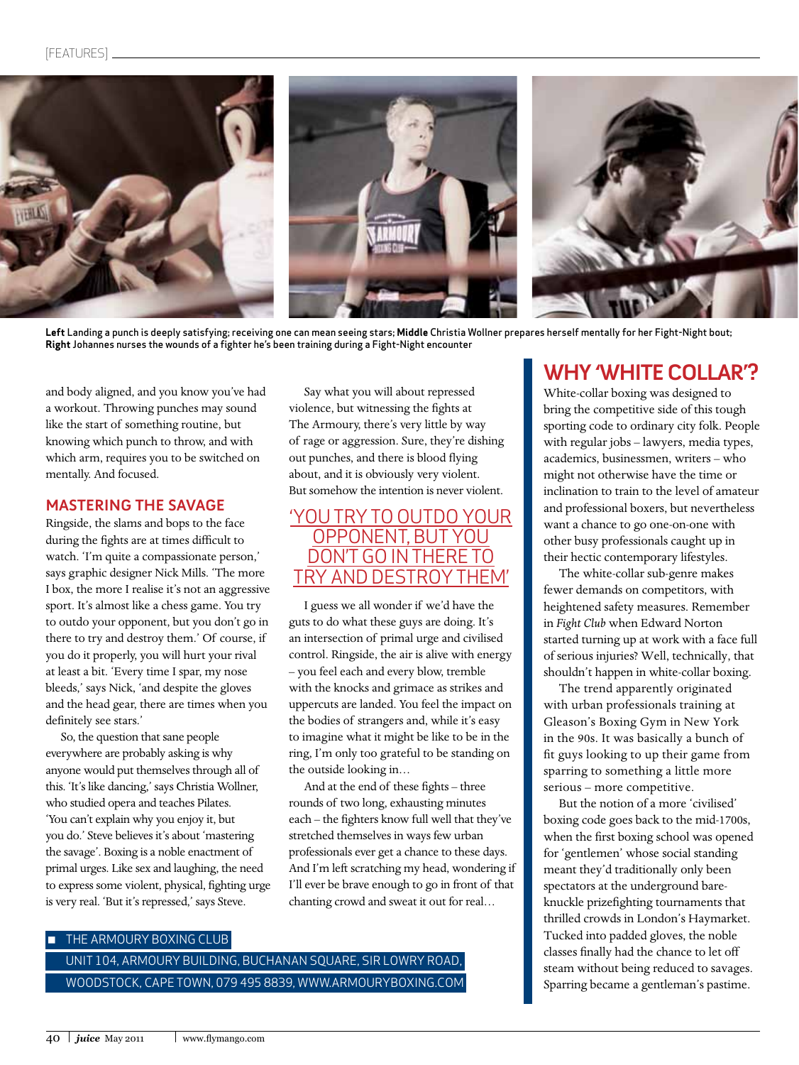**Left** Landing a punch is deeply satisfying; receiving one can mean seeing stars; **Middle** Christia Wollner prepares herself mentally for her Fight-Night bout; **Right** Johannes nurses the wounds of a fighter he's been training during a Fight-Night encounter

and body aligned, and you know you've had a workout. Throwing punches may sound like the start of something routine, but knowing which punch to throw, and with which arm, requires you to be switched on mentally. And focused.

## MASTERING THE SAVAGE

Ringside, the slams and bops to the face during the fights are at times difficult to watch. 'I'm quite a compassionate person,' says graphic designer Nick Mills. 'The more I box, the more I realise it's not an aggressive sport. It's almost like a chess game. You try to outdo your opponent, but you don't go in there to try and destroy them.' Of course, if you do it properly, you will hurt your rival at least a bit. 'Every time I spar, my nose bleeds,' says Nick, 'and despite the gloves and the head gear, there are times when you definitely see stars.'

So, the question that sane people everywhere are probably asking is why anyone would put themselves through all of this. 'It's like dancing,' says Christia Wollner, who studied opera and teaches Pilates. 'You can't explain why you enjoy it, but you do.' Steve believes it's about 'mastering the savage'. Boxing is a noble enactment of primal urges. Like sex and laughing, the need to express some violent, physical, fighting urge is very real. 'But it's repressed,' says Steve.

Say what you will about repressed violence, but witnessing the fights at The Armoury, there's very little by way of rage or aggression. Sure, they're dishing out punches, and there is blood flying about, and it is obviously very violent. But somehow the intention is never violent.

> 'YOU TRY TO OUTDO YOUR OPPONENT, BUT YOU DON'T GO IN THERE TO TRY AND DESTROY THEM'

I guess we all wonder if we'd have the guts to do what these guys are doing. It's an intersection of primal urge and civilised control. Ringside, the air is alive with energy – you feel each and every blow, tremble with the knocks and grimace as strikes and uppercuts are landed. You feel the impact on the bodies of strangers and, while it's easy to imagine what it might be like to be in the ring, I'm only too grateful to be standing on the outside looking in…

And at the end of these fights – three rounds of two long, exhausting minutes each – the fighters know full well that they've stretched themselves in ways few urban professionals ever get a chance to these days. And I'm left scratching my head, wondering if I'll ever be brave enough to go in front of that chanting crowd and sweat it out for real…

■ THE ARMOURY BOXING CLUB
UNIT 104, ARMOURY BUILDING, BUCHANAN SQUARE, SIR LOWRY ROAD, WOODSTOCK, CAPE TOWN, 079 495 8839, WWW.ARMOURYBOXING.COM

## WHY 'WHITE COLLAR'?

White-collar boxing was designed to bring the competitive side of this tough sporting code to ordinary city folk. People with regular jobs – lawyers, media types, academics, businessmen, writers – who might not otherwise have the time or inclination to train to the level of amateur and professional boxers, but nevertheless want a chance to go one-on-one with other busy professionals caught up in their hectic contemporary lifestyles.

The white-collar sub-genre makes fewer demands on competitors, with heightened safety measures. Remember in *Fight Club* when Edward Norton started turning up at work with a face full of serious injuries? Well, technically, that shouldn't happen in white-collar boxing.

The trend apparently originated with urban professionals training at Gleason's Boxing Gym in New York in the 90s. It was basically a bunch of fit guys looking to up their game from sparring to something a little more serious – more competitive.

But the notion of a more 'civilised' boxing code goes back to the mid-1700s, when the first boxing school was opened for 'gentlemen' whose social standing meant they'd traditionally only been spectators at the underground bare-knuckle prizefighting tournaments that thrilled crowds in London's Haymarket. Tucked into padded gloves, the noble classes finally had the chance to let off steam without being reduced to savages. Sparring became a gentleman's pastime.